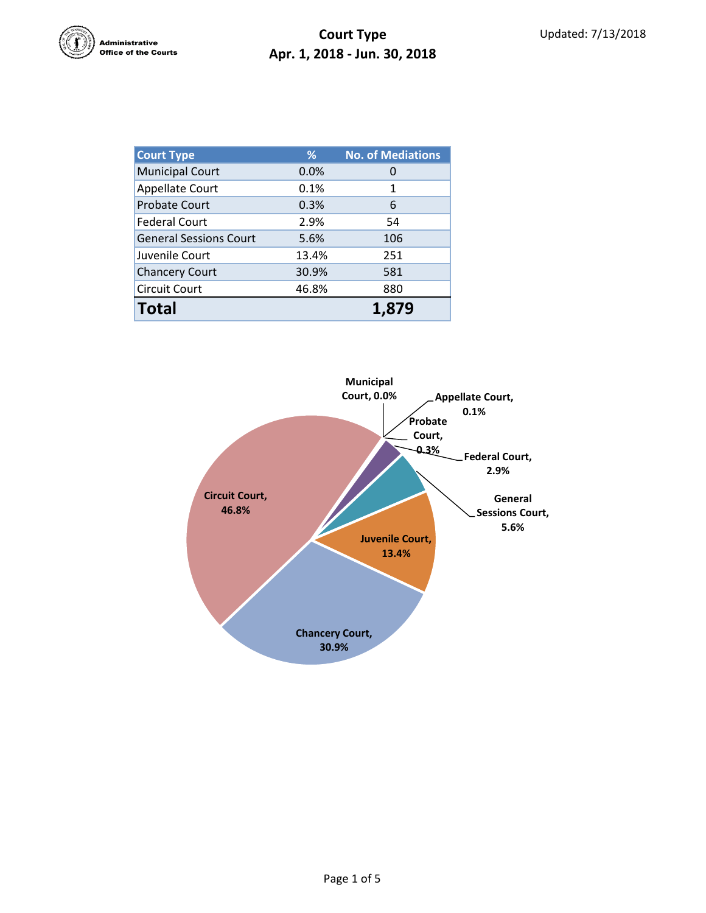Administrative Office of the Courts

Updated: 7/13/2018

# Court Type
## Apr. 1, 2018 - Jun. 30, 2018

| Court Type | % | No. of Mediations |
|---|---|---|
| Municipal Court | 0.0% | 0 |
| Appellate Court | 0.1% | 1 |
| Probate Court | 0.3% | 6 |
| Federal Court | 2.9% | 54 |
| General Sessions Court | 5.6% | 106 |
| Juvenile Court | 13.4% | 251 |
| Chancery Court | 30.9% | 581 |
| Circuit Court | 46.8% | 880 |
| **Total** | | **1,879** |

Municipal Court, 0.0%
Appellate Court, 0.1%
Probate Court, 0.3%
Federal Court, 2.9%
General Sessions Court, 5.6%
Juvenile Court, 13.4%
Chancery Court, 30.9%
Circuit Court, 46.8%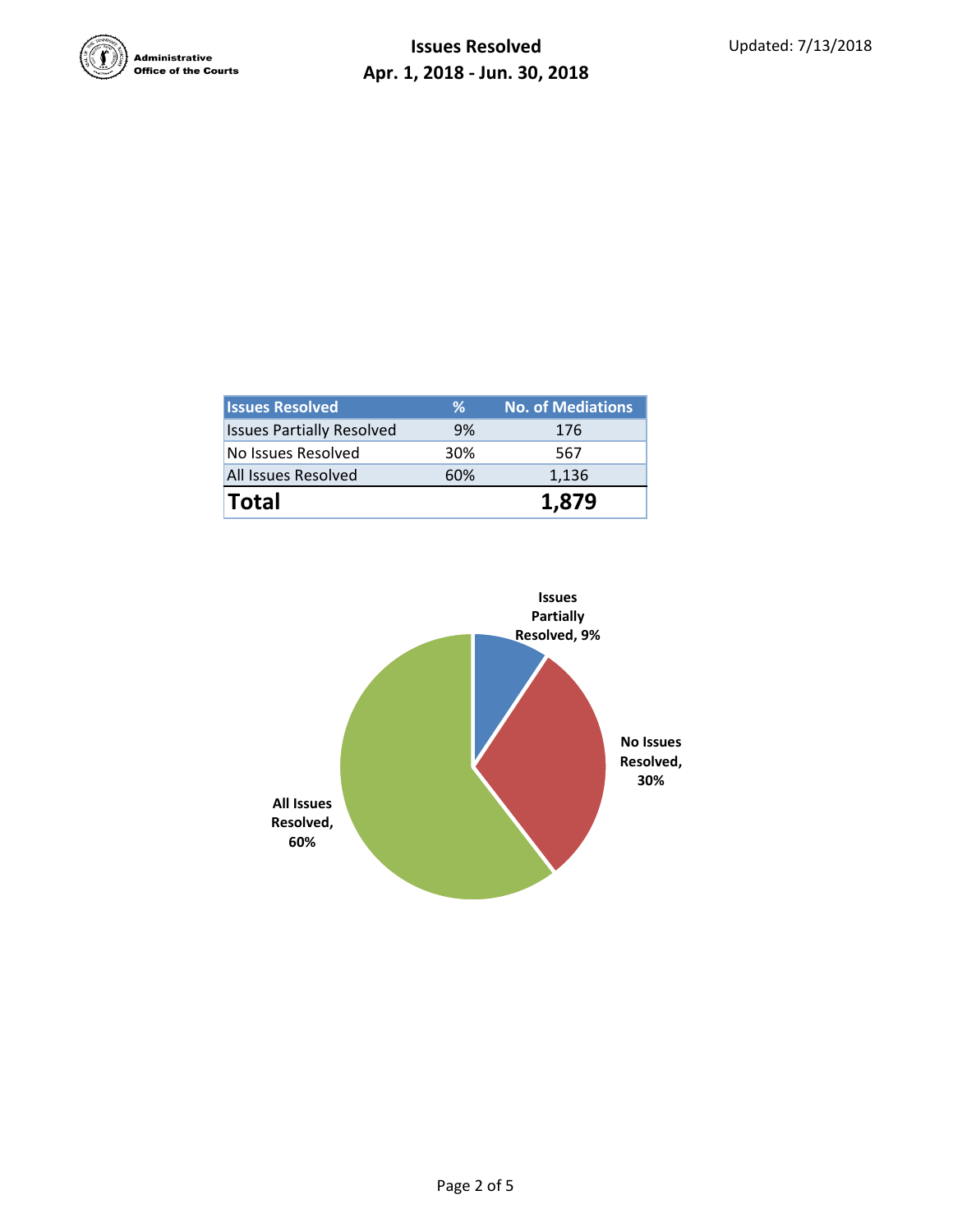# Issues Resolved

## Apr. 1, 2018 - Jun. 30, 2018

Updated: 7/13/2018

| Issues Resolved | % | No. of Mediations |
|---|---|---|
| Issues Partially Resolved | 9% | 176 |
| No Issues Resolved | 30% | 567 |
| All Issues Resolved | 60% | 1,136 |
| **Total** | | **1,879** |

Issues Partially Resolved, 9%

No Issues Resolved, 30%

All Issues Resolved, 60%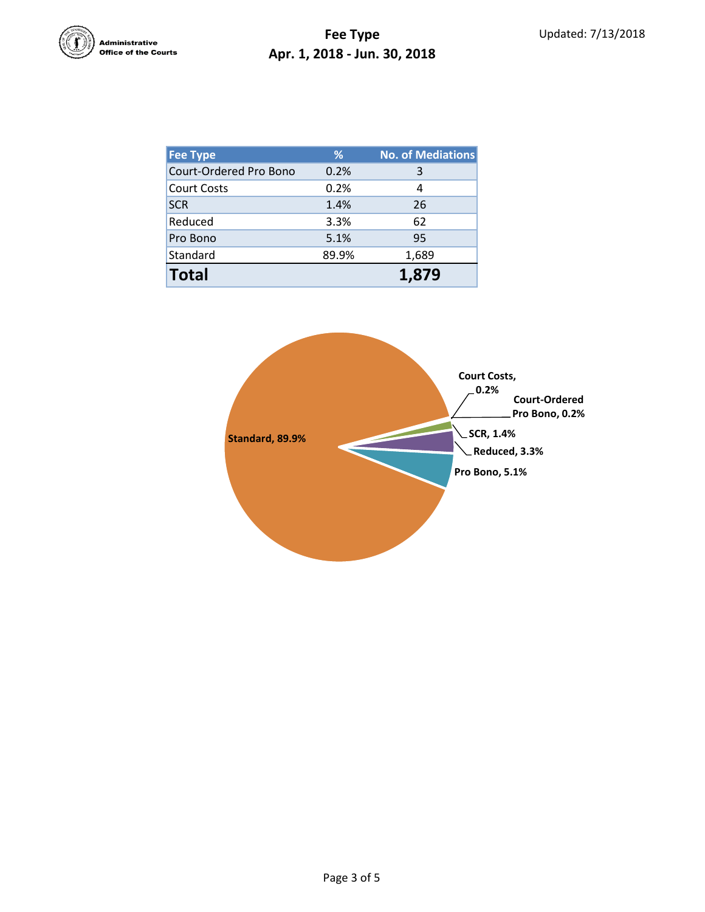# Fee Type

## Apr. 1, 2018 - Jun. 30, 2018

Updated: 7/13/2018

| Fee Type | % | No. of Mediations |
|---|---|---|
| Court-Ordered Pro Bono | 0.2% | 3 |
| Court Costs | 0.2% | 4 |
| SCR | 1.4% | 26 |
| Reduced | 3.3% | 62 |
| Pro Bono | 5.1% | 95 |
| Standard | 89.9% | 1,689 |
| **Total** | | **1,879** |

Standard, 89.9%
Court Costs, 0.2%
Court-Ordered Pro Bono, 0.2%
SCR, 1.4%
Reduced, 3.3%
Pro Bono, 5.1%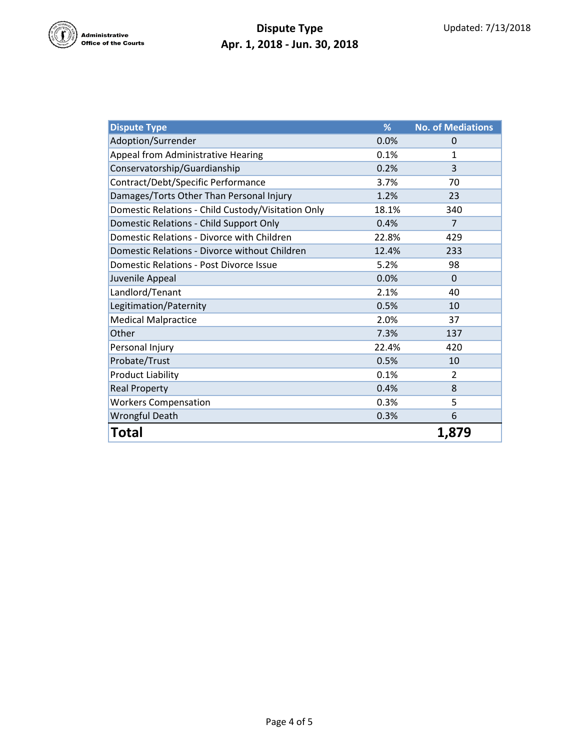Administrative Office of the Courts

# Dispute Type
## Apr. 1, 2018 - Jun. 30, 2018

Updated: 7/13/2018

| Dispute Type | % | No. of Mediations |
|---|---|---|
| Adoption/Surrender | 0.0% | 0 |
| Appeal from Administrative Hearing | 0.1% | 1 |
| Conservatorship/Guardianship | 0.2% | 3 |
| Contract/Debt/Specific Performance | 3.7% | 70 |
| Damages/Torts Other Than Personal Injury | 1.2% | 23 |
| Domestic Relations - Child Custody/Visitation Only | 18.1% | 340 |
| Domestic Relations - Child Support Only | 0.4% | 7 |
| Domestic Relations - Divorce with Children | 22.8% | 429 |
| Domestic Relations - Divorce without Children | 12.4% | 233 |
| Domestic Relations - Post Divorce Issue | 5.2% | 98 |
| Juvenile Appeal | 0.0% | 0 |
| Landlord/Tenant | 2.1% | 40 |
| Legitimation/Paternity | 0.5% | 10 |
| Medical Malpractice | 2.0% | 37 |
| Other | 7.3% | 137 |
| Personal Injury | 22.4% | 420 |
| Probate/Trust | 0.5% | 10 |
| Product Liability | 0.1% | 2 |
| Real Property | 0.4% | 8 |
| Workers Compensation | 0.3% | 5 |
| Wrongful Death | 0.3% | 6 |
| **Total** | | **1,879** |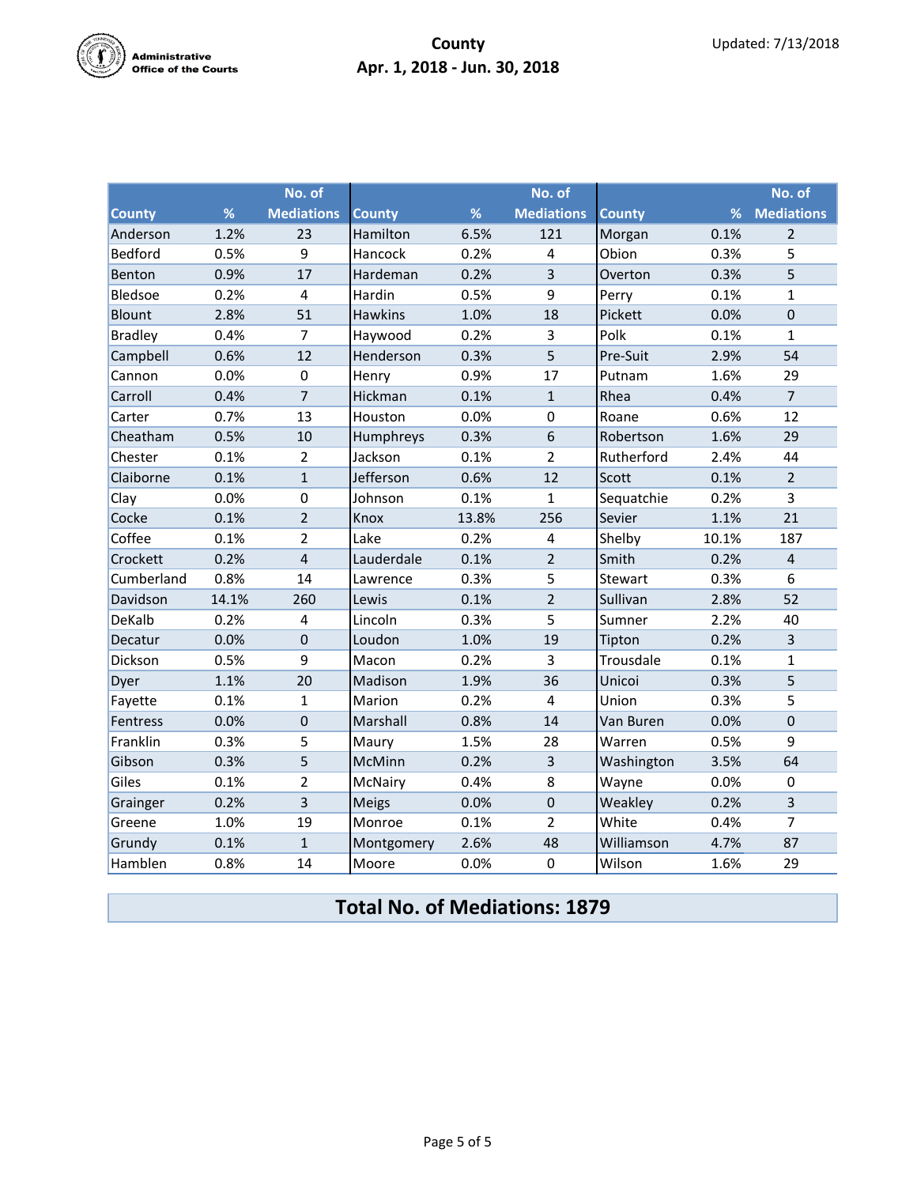Administrative Office of the Courts

# County
## Apr. 1, 2018 - Jun. 30, 2018

Updated: 7/13/2018

| County | % | No. of Mediations | County | % | No. of Mediations | County | % | No. of Mediations |
|---|---|---|---|---|---|---|---|---|
| Anderson | 1.2% | 23 | Hamilton | 6.5% | 121 | Morgan | 0.1% | 2 |
| Bedford | 0.5% | 9 | Hancock | 0.2% | 4 | Obion | 0.3% | 5 |
| Benton | 0.9% | 17 | Hardeman | 0.2% | 3 | Overton | 0.3% | 5 |
| Bledsoe | 0.2% | 4 | Hardin | 0.5% | 9 | Perry | 0.1% | 1 |
| Blount | 2.8% | 51 | Hawkins | 1.0% | 18 | Pickett | 0.0% | 0 |
| Bradley | 0.4% | 7 | Haywood | 0.2% | 3 | Polk | 0.1% | 1 |
| Campbell | 0.6% | 12 | Henderson | 0.3% | 5 | Pre-Suit | 2.9% | 54 |
| Cannon | 0.0% | 0 | Henry | 0.9% | 17 | Putnam | 1.6% | 29 |
| Carroll | 0.4% | 7 | Hickman | 0.1% | 1 | Rhea | 0.4% | 7 |
| Carter | 0.7% | 13 | Houston | 0.0% | 0 | Roane | 0.6% | 12 |
| Cheatham | 0.5% | 10 | Humphreys | 0.3% | 6 | Robertson | 1.6% | 29 |
| Chester | 0.1% | 2 | Jackson | 0.1% | 2 | Rutherford | 2.4% | 44 |
| Claiborne | 0.1% | 1 | Jefferson | 0.6% | 12 | Scott | 0.1% | 2 |
| Clay | 0.0% | 0 | Johnson | 0.1% | 1 | Sequatchie | 0.2% | 3 |
| Cocke | 0.1% | 2 | Knox | 13.8% | 256 | Sevier | 1.1% | 21 |
| Coffee | 0.1% | 2 | Lake | 0.2% | 4 | Shelby | 10.1% | 187 |
| Crockett | 0.2% | 4 | Lauderdale | 0.1% | 2 | Smith | 0.2% | 4 |
| Cumberland | 0.8% | 14 | Lawrence | 0.3% | 5 | Stewart | 0.3% | 6 |
| Davidson | 14.1% | 260 | Lewis | 0.1% | 2 | Sullivan | 2.8% | 52 |
| DeKalb | 0.2% | 4 | Lincoln | 0.3% | 5 | Sumner | 2.2% | 40 |
| Decatur | 0.0% | 0 | Loudon | 1.0% | 19 | Tipton | 0.2% | 3 |
| Dickson | 0.5% | 9 | Macon | 0.2% | 3 | Trousdale | 0.1% | 1 |
| Dyer | 1.1% | 20 | Madison | 1.9% | 36 | Unicoi | 0.3% | 5 |
| Fayette | 0.1% | 1 | Marion | 0.2% | 4 | Union | 0.3% | 5 |
| Fentress | 0.0% | 0 | Marshall | 0.8% | 14 | Van Buren | 0.0% | 0 |
| Franklin | 0.3% | 5 | Maury | 1.5% | 28 | Warren | 0.5% | 9 |
| Gibson | 0.3% | 5 | McMinn | 0.2% | 3 | Washington | 3.5% | 64 |
| Giles | 0.1% | 2 | McNairy | 0.4% | 8 | Wayne | 0.0% | 0 |
| Grainger | 0.2% | 3 | Meigs | 0.0% | 0 | Weakley | 0.2% | 3 |
| Greene | 1.0% | 19 | Monroe | 0.1% | 2 | White | 0.4% | 7 |
| Grundy | 0.1% | 1 | Montgomery | 2.6% | 48 | Williamson | 4.7% | 87 |
| Hamblen | 0.8% | 14 | Moore | 0.0% | 0 | Wilson | 1.6% | 29 |

**Total No. of Mediations: 1879**